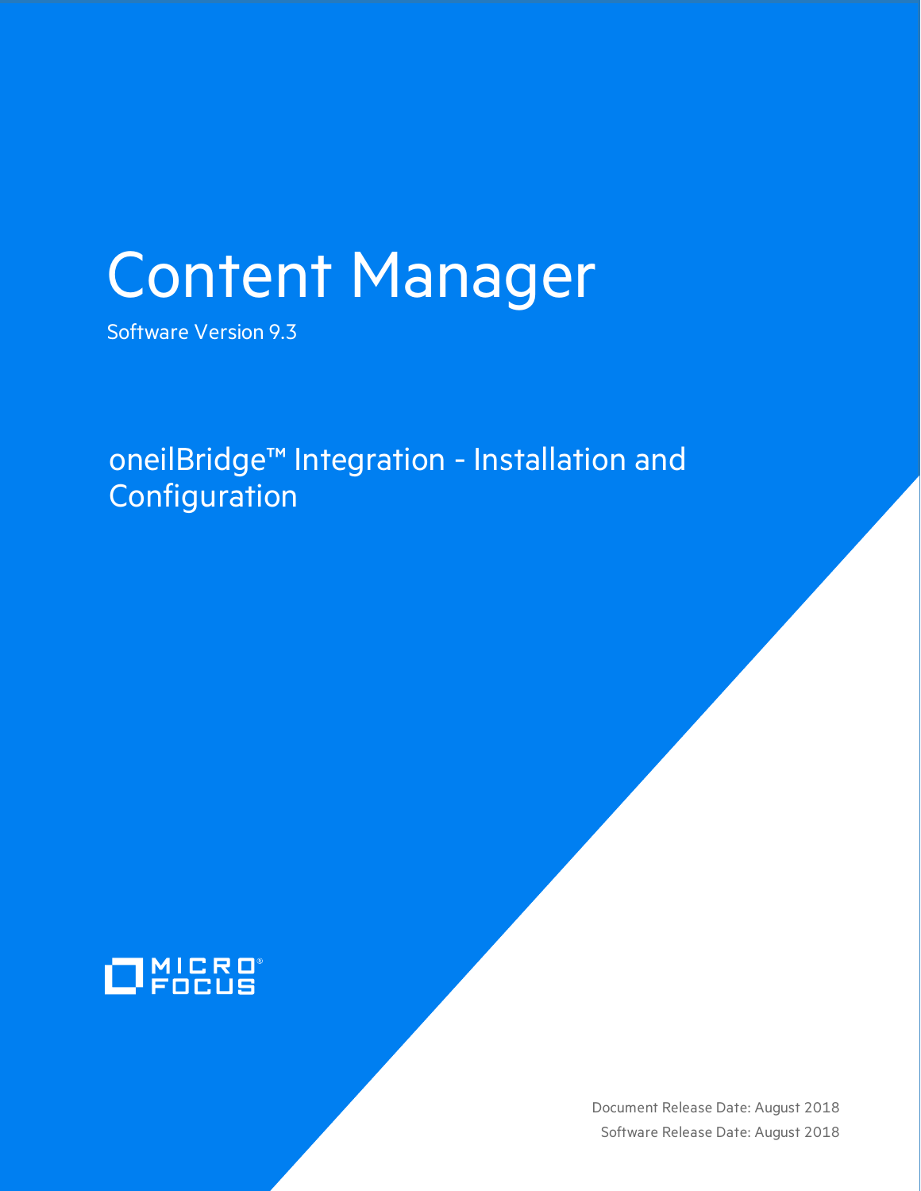# Content Manager

Software Version 9.3

## oneilBridge™ Integration - Installation and Configuration

Document Release Date: August 2018

Software Release Date: August 2018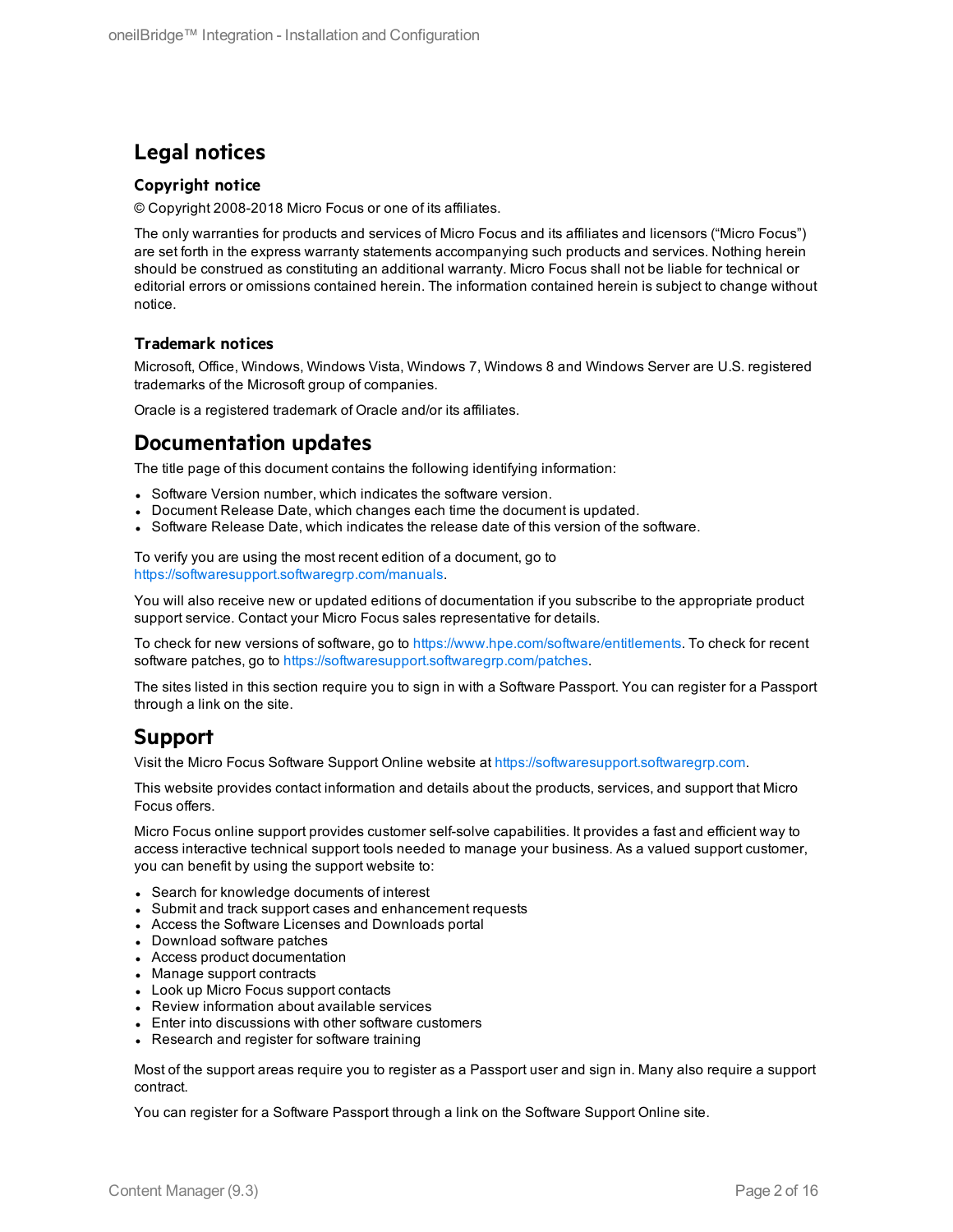# Legal notices

### Copyright notice

© Copyright 2008-2018 Micro Focus or one of its affiliates.

The only warranties for products and services of Micro Focus and its affiliates and licensors ("Micro Focus") are set forth in the express warranty statements accompanying such products and services. Nothing herein should be construed as constituting an additional warranty. Micro Focus shall not be liable for technical or editorial errors or omissions contained herein. The information contained herein is subject to change without notice.

### Trademark notices

Microsoft, Office, Windows, Windows Vista, Windows 7, Windows 8 and Windows Server are U.S. registered trademarks of the Microsoft group of companies.

Oracle is a registered trademark of Oracle and/or its affiliates.

# Documentation updates

The title page of this document contains the following identifying information:

- Software Version number, which indicates the software version.
- Document Release Date, which changes each time the document is updated.
- Software Release Date, which indicates the release date of this version of the software.

To verify you are using the most recent edition of a document, go to https://softwaresupport.softwaregrp.com/manuals.

You will also receive new or updated editions of documentation if you subscribe to the appropriate product support service. Contact your Micro Focus sales representative for details.

To check for new versions of software, go to https://www.hpe.com/software/entitlements. To check for recent software patches, go to https://softwaresupport.softwaregrp.com/patches.

The sites listed in this section require you to sign in with a Software Passport. You can register for a Passport through a link on the site.

# Support

Visit the Micro Focus Software Support Online website at https://softwaresupport.softwaregrp.com.

This website provides contact information and details about the products, services, and support that Micro Focus offers.

Micro Focus online support provides customer self-solve capabilities. It provides a fast and efficient way to access interactive technical support tools needed to manage your business. As a valued support customer, you can benefit by using the support website to:

- Search for knowledge documents of interest
- Submit and track support cases and enhancement requests
- Access the Software Licenses and Downloads portal
- Download software patches
- Access product documentation
- Manage support contracts
- Look up Micro Focus support contacts
- Review information about available services
- Enter into discussions with other software customers
- Research and register for software training

Most of the support areas require you to register as a Passport user and sign in. Many also require a support contract.

You can register for a Software Passport through a link on the Software Support Online site.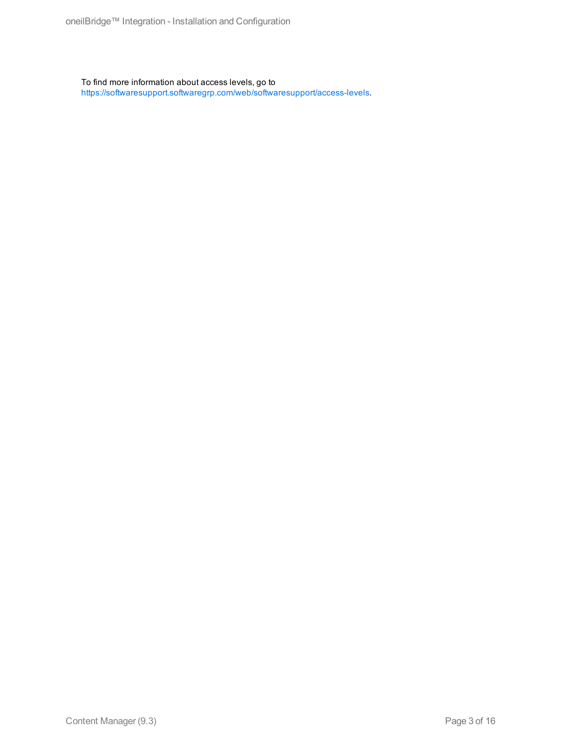To find more information about access levels, go to
https://softwaresupport.softwaregrp.com/web/softwaresupport/access-levels.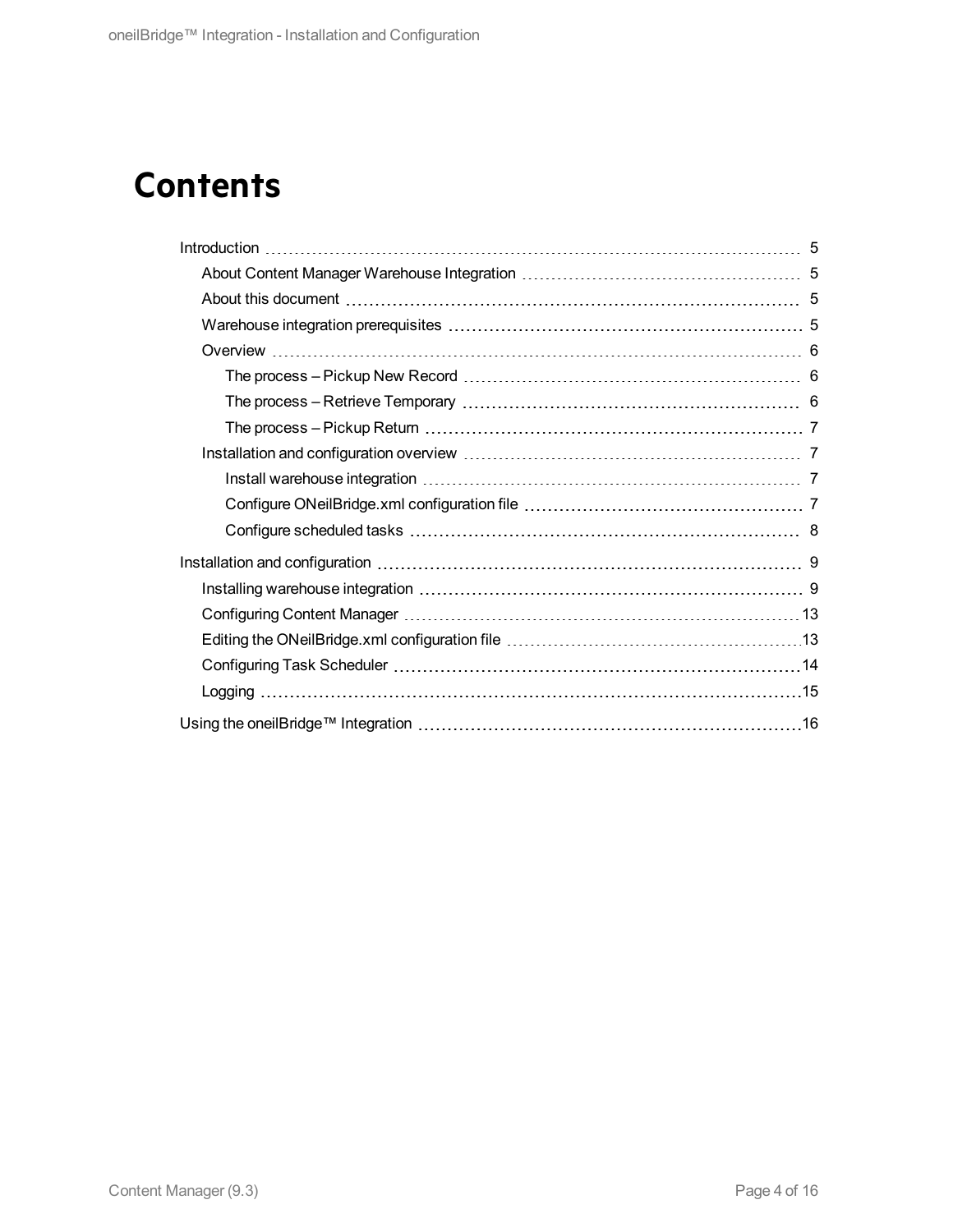# Contents

- Introduction ..... 5
  - About Content Manager Warehouse Integration ..... 5
  - About this document ..... 5
  - Warehouse integration prerequisites ..... 5
  - Overview ..... 6
    - The process – Pickup New Record ..... 6
    - The process – Retrieve Temporary ..... 6
    - The process – Pickup Return ..... 7
  - Installation and configuration overview ..... 7
    - Install warehouse integration ..... 7
    - Configure ONeilBridge.xml configuration file ..... 7
    - Configure scheduled tasks ..... 8
- Installation and configuration ..... 9
  - Installing warehouse integration ..... 9
  - Configuring Content Manager ..... 13
  - Editing the ONeilBridge.xml configuration file ..... 13
  - Configuring Task Scheduler ..... 14
  - Logging ..... 15
- Using the oneilBridge™ Integration ..... 16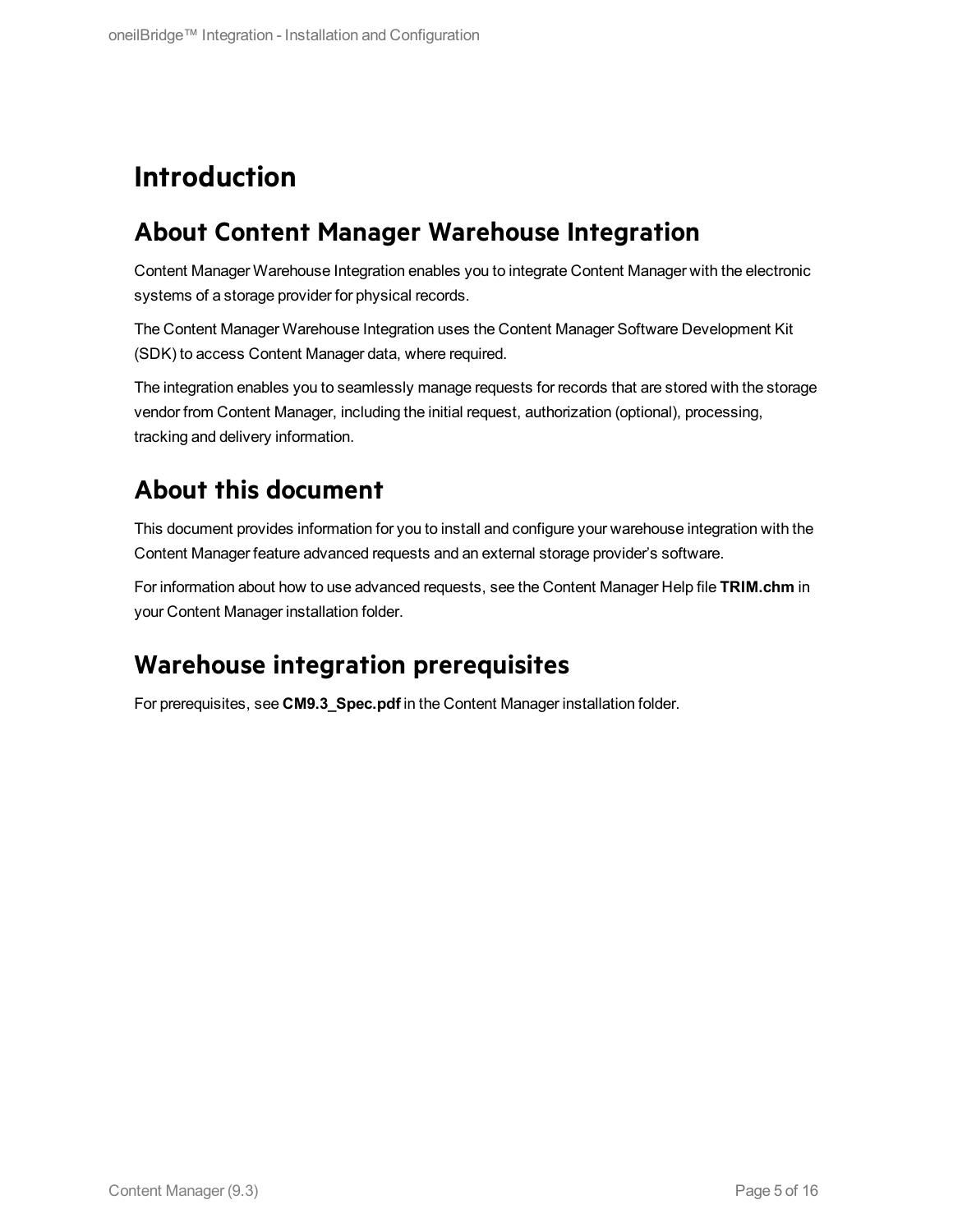# Introduction

## About Content Manager Warehouse Integration

Content Manager Warehouse Integration enables you to integrate Content Manager with the electronic systems of a storage provider for physical records.

The Content Manager Warehouse Integration uses the Content Manager Software Development Kit (SDK) to access Content Manager data, where required.

The integration enables you to seamlessly manage requests for records that are stored with the storage vendor from Content Manager, including the initial request, authorization (optional), processing, tracking and delivery information.

## About this document

This document provides information for you to install and configure your warehouse integration with the Content Manager feature advanced requests and an external storage provider's software.

For information about how to use advanced requests, see the Content Manager Help file **TRIM.chm** in your Content Manager installation folder.

## Warehouse integration prerequisites

For prerequisites, see **CM9.3_Spec.pdf** in the Content Manager installation folder.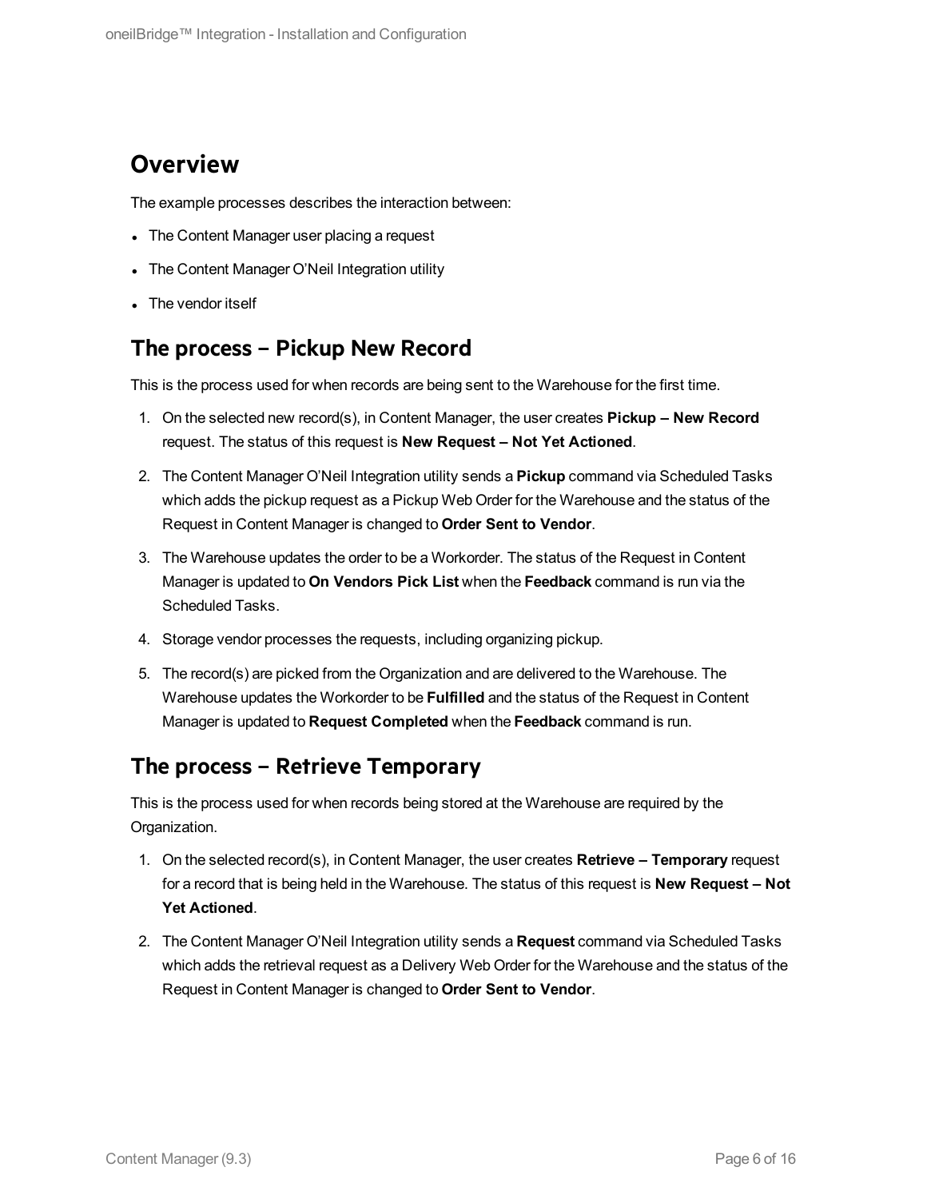## Overview

The example processes describes the interaction between:

- The Content Manager user placing a request
- The Content Manager O'Neil Integration utility
- The vendor itself

## The process – Pickup New Record

This is the process used for when records are being sent to the Warehouse for the first time.

1. On the selected new record(s), in Content Manager, the user creates **Pickup – New Record** request. The status of this request is **New Request – Not Yet Actioned**.
2. The Content Manager O'Neil Integration utility sends a **Pickup** command via Scheduled Tasks which adds the pickup request as a Pickup Web Order for the Warehouse and the status of the Request in Content Manager is changed to **Order Sent to Vendor**.
3. The Warehouse updates the order to be a Workorder. The status of the Request in Content Manager is updated to **On Vendors Pick List** when the **Feedback** command is run via the Scheduled Tasks.
4. Storage vendor processes the requests, including organizing pickup.
5. The record(s) are picked from the Organization and are delivered to the Warehouse. The Warehouse updates the Workorder to be **Fulfilled** and the status of the Request in Content Manager is updated to **Request Completed** when the **Feedback** command is run.

## The process – Retrieve Temporary

This is the process used for when records being stored at the Warehouse are required by the Organization.

1. On the selected record(s), in Content Manager, the user creates **Retrieve – Temporary** request for a record that is being held in the Warehouse. The status of this request is **New Request – Not Yet Actioned**.
2. The Content Manager O'Neil Integration utility sends a **Request** command via Scheduled Tasks which adds the retrieval request as a Delivery Web Order for the Warehouse and the status of the Request in Content Manager is changed to **Order Sent to Vendor**.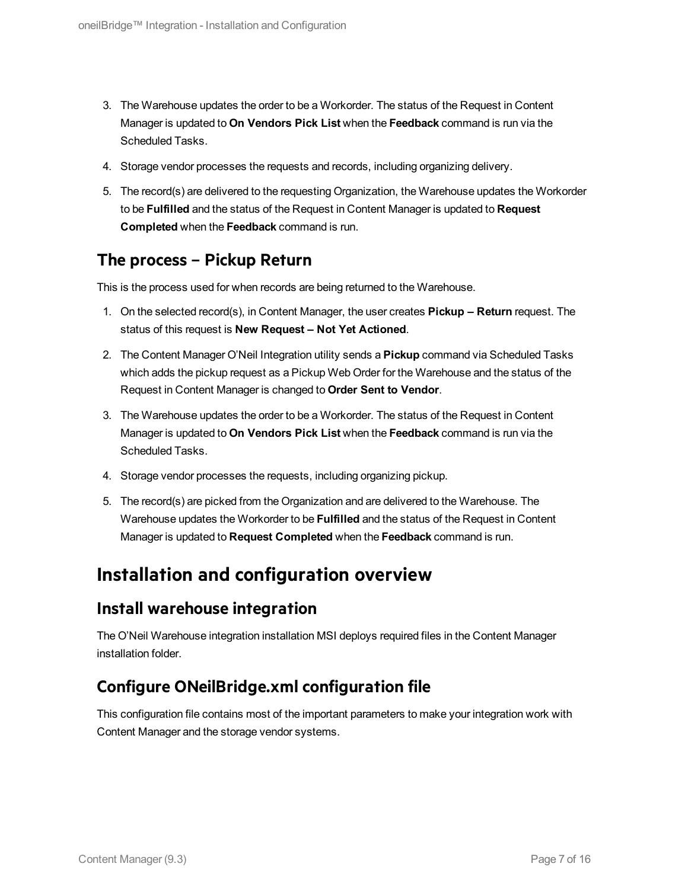3. The Warehouse updates the order to be a Workorder. The status of the Request in Content Manager is updated to **On Vendors Pick List** when the **Feedback** command is run via the Scheduled Tasks.
4. Storage vendor processes the requests and records, including organizing delivery.
5. The record(s) are delivered to the requesting Organization, the Warehouse updates the Workorder to be **Fulfilled** and the status of the Request in Content Manager is updated to **Request Completed** when the **Feedback** command is run.

## The process – Pickup Return

This is the process used for when records are being returned to the Warehouse.

1. On the selected record(s), in Content Manager, the user creates **Pickup – Return** request. The status of this request is **New Request – Not Yet Actioned**.
2. The Content Manager O'Neil Integration utility sends a **Pickup** command via Scheduled Tasks which adds the pickup request as a Pickup Web Order for the Warehouse and the status of the Request in Content Manager is changed to **Order Sent to Vendor**.
3. The Warehouse updates the order to be a Workorder. The status of the Request in Content Manager is updated to **On Vendors Pick List** when the **Feedback** command is run via the Scheduled Tasks.
4. Storage vendor processes the requests, including organizing pickup.
5. The record(s) are picked from the Organization and are delivered to the Warehouse. The Warehouse updates the Workorder to be **Fulfilled** and the status of the Request in Content Manager is updated to **Request Completed** when the **Feedback** command is run.

# Installation and configuration overview

## Install warehouse integration

The O'Neil Warehouse integration installation MSI deploys required files in the Content Manager installation folder.

## Configure ONeilBridge.xml configuration file

This configuration file contains most of the important parameters to make your integration work with Content Manager and the storage vendor systems.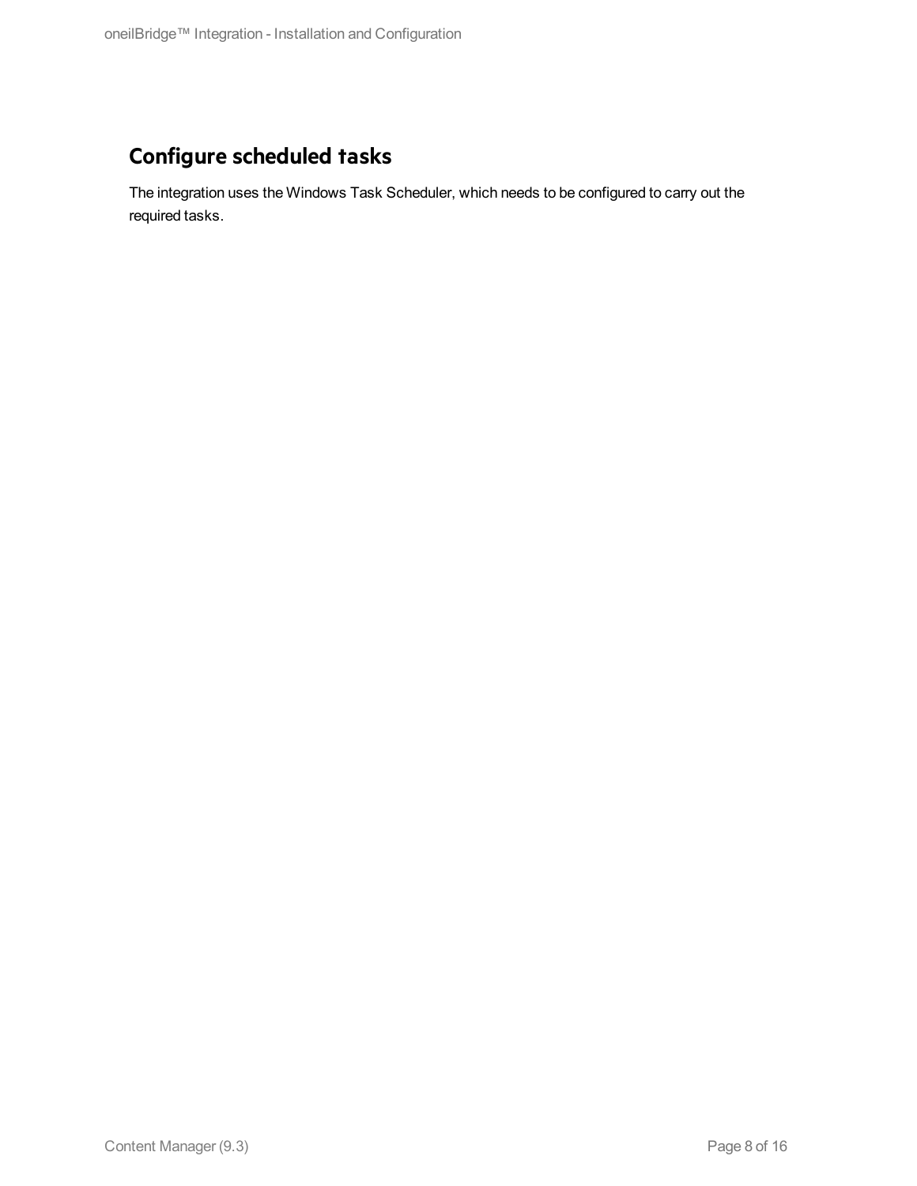## Configure scheduled tasks

The integration uses the Windows Task Scheduler, which needs to be configured to carry out the required tasks.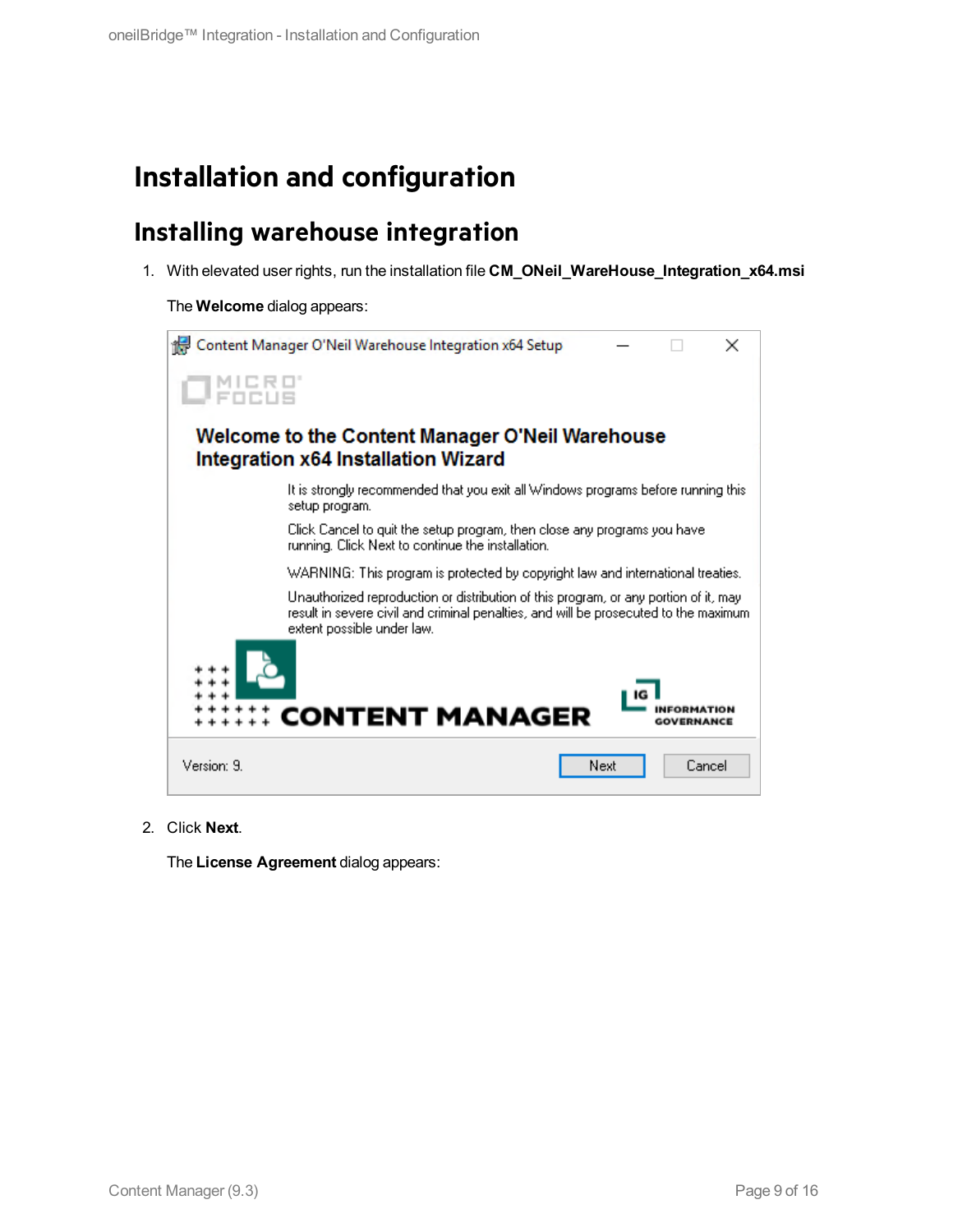# Installation and configuration

## Installing warehouse integration

1. With elevated user rights, run the installation file **CM_ONeil_WareHouse_Integration_x64.msi**

   The **Welcome** dialog appears:

2. Click **Next**.

   The **License Agreement** dialog appears: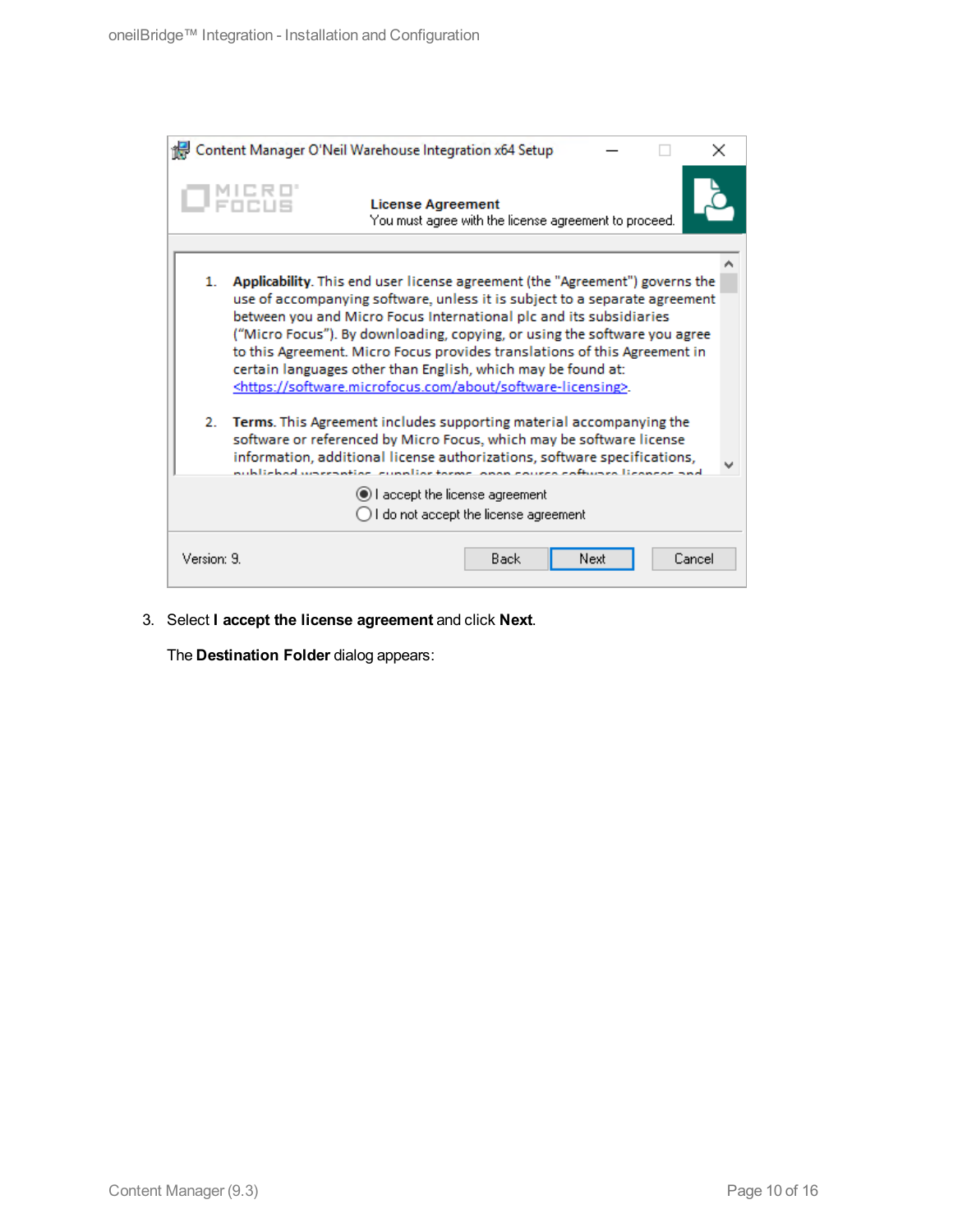3. Select **I accept the license agreement** and click **Next**.

   The **Destination Folder** dialog appears: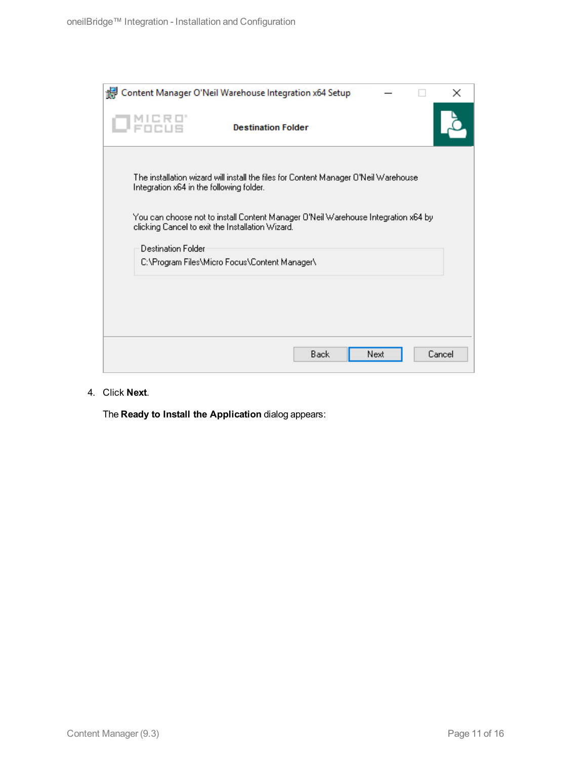4. Click **Next**.

   The **Ready to Install the Application** dialog appears: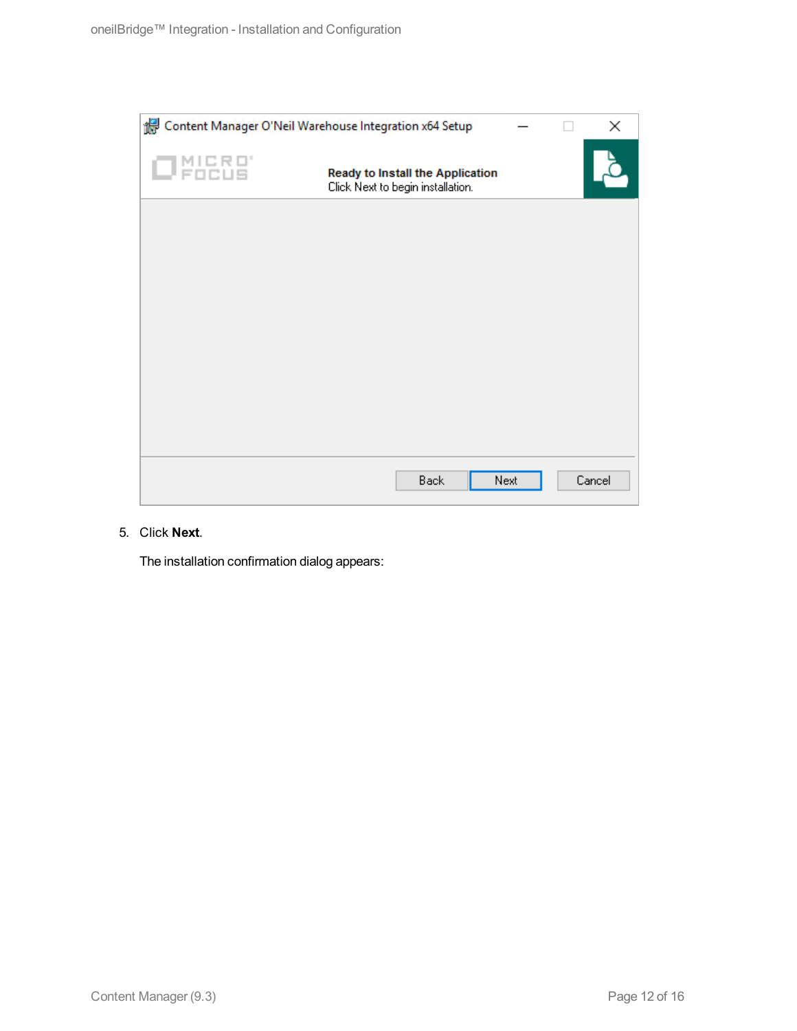5. Click **Next**.

   The installation confirmation dialog appears: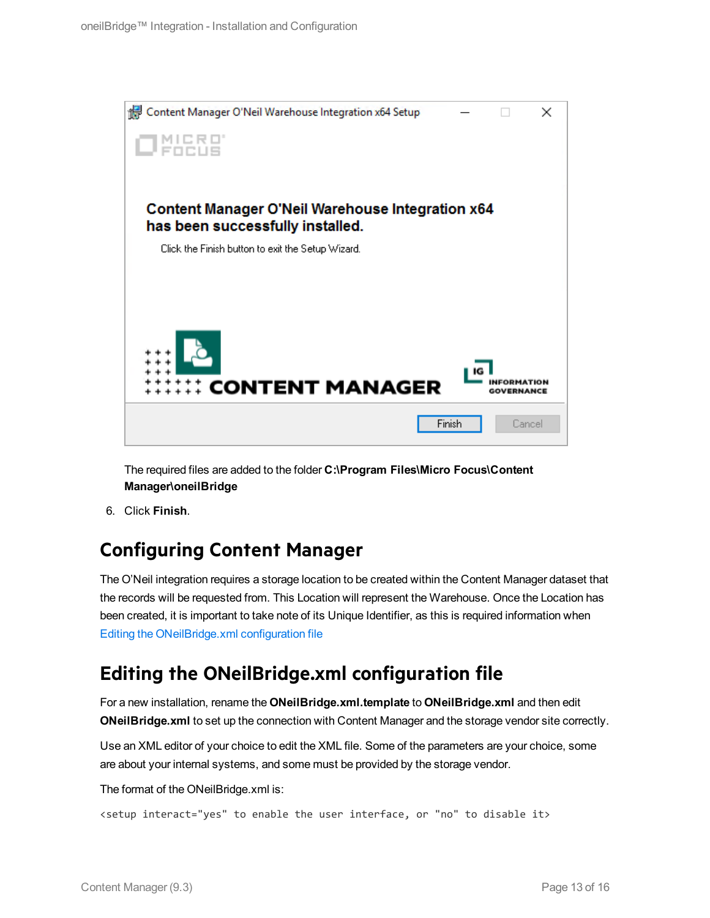The required files are added to the folder **C:\Program Files\Micro Focus\Content Manager\oneilBridge**

6. Click **Finish**.

## Configuring Content Manager

The O'Neil integration requires a storage location to be created within the Content Manager dataset that the records will be requested from. This Location will represent the Warehouse. Once the Location has been created, it is important to take note of its Unique Identifier, as this is required information when Editing the ONeilBridge.xml configuration file

## Editing the ONeilBridge.xml configuration file

For a new installation, rename the **ONeilBridge.xml.template** to **ONeilBridge.xml** and then edit **ONeilBridge.xml** to set up the connection with Content Manager and the storage vendor site correctly.

Use an XML editor of your choice to edit the XML file. Some of the parameters are your choice, some are about your internal systems, and some must be provided by the storage vendor.

The format of the ONeilBridge.xml is:

```
<setup interact="yes" to enable the user interface, or "no" to disable it>
```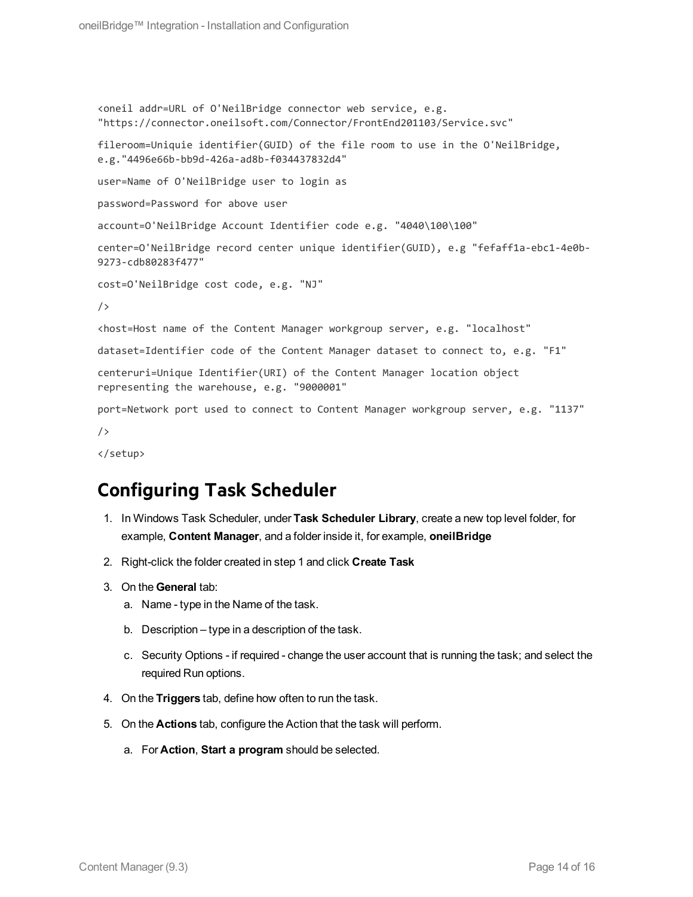```
<oneil addr=URL of O'NeilBridge connector web service, e.g.
"https://connector.oneilsoft.com/Connector/FrontEnd201103/Service.svc"

fileroom=Uniquie identifier(GUID) of the file room to use in the O'NeilBridge,
e.g."4496e66b-bb9d-426a-ad8b-f034437832d4"

user=Name of O'NeilBridge user to login as

password=Password for above user

account=O'NeilBridge Account Identifier code e.g. "4040\100\100"

center=O'NeilBridge record center unique identifier(GUID), e.g "fefaff1a-ebc1-4e0b-
9273-cdb80283f477"

cost=O'NeilBridge cost code, e.g. "NJ"

/>

<host=Host name of the Content Manager workgroup server, e.g. "localhost"

dataset=Identifier code of the Content Manager dataset to connect to, e.g. "F1"

centeruri=Unique Identifier(URI) of the Content Manager location object
representing the warehouse, e.g. "9000001"

port=Network port used to connect to Content Manager workgroup server, e.g. "1137"

/>

</setup>
```

## Configuring Task Scheduler

1. In Windows Task Scheduler, under **Task Scheduler Library**, create a new top level folder, for example, **Content Manager**, and a folder inside it, for example, **oneilBridge**
2. Right-click the folder created in step 1 and click **Create Task**
3. On the **General** tab:
   a. Name - type in the Name of the task.
   b. Description – type in a description of the task.
   c. Security Options - if required - change the user account that is running the task; and select the required Run options.
4. On the **Triggers** tab, define how often to run the task.
5. On the **Actions** tab, configure the Action that the task will perform.
   a. For **Action**, **Start a program** should be selected.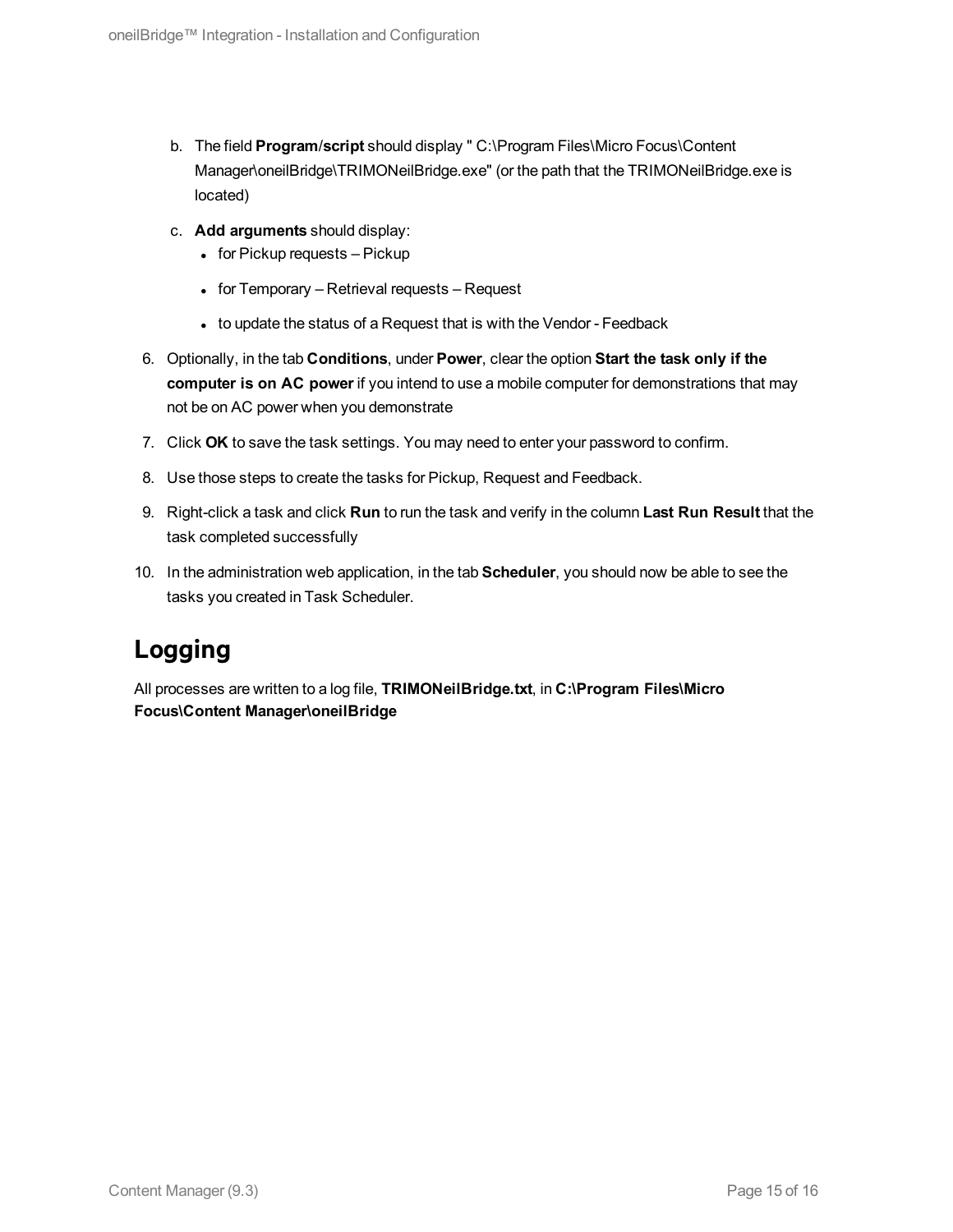b. The field **Program/script** should display " C:\Program Files\Micro Focus\Content Manager\oneilBridge\TRIMONeilBridge.exe" (or the path that the TRIMONeilBridge.exe is located)

c. **Add arguments** should display:

   - for Pickup requests – Pickup
   - for Temporary – Retrieval requests – Request
   - to update the status of a Request that is with the Vendor - Feedback

6. Optionally, in the tab **Conditions**, under **Power**, clear the option **Start the task only if the computer is on AC power** if you intend to use a mobile computer for demonstrations that may not be on AC power when you demonstrate
7. Click **OK** to save the task settings. You may need to enter your password to confirm.
8. Use those steps to create the tasks for Pickup, Request and Feedback.
9. Right-click a task and click **Run** to run the task and verify in the column **Last Run Result** that the task completed successfully
10. In the administration web application, in the tab **Scheduler**, you should now be able to see the tasks you created in Task Scheduler.

## Logging

All processes are written to a log file, **TRIMONeilBridge.txt**, in **C:\Program Files\Micro Focus\Content Manager\oneilBridge**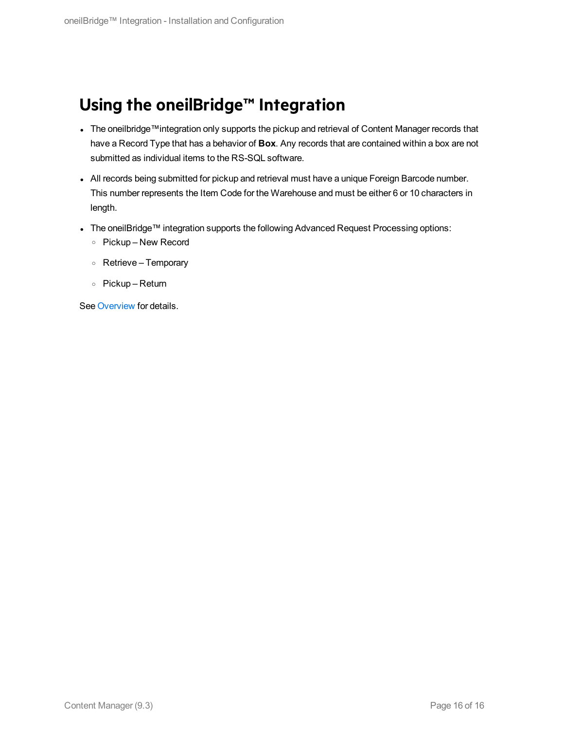# Using the oneilBridge™ Integration

- The oneilbridge™integration only supports the pickup and retrieval of Content Manager records that have a Record Type that has a behavior of **Box**. Any records that are contained within a box are not submitted as individual items to the RS-SQL software.
- All records being submitted for pickup and retrieval must have a unique Foreign Barcode number. This number represents the Item Code for the Warehouse and must be either 6 or 10 characters in length.
- The oneilBridge™ integration supports the following Advanced Request Processing options:
  - Pickup – New Record
  - Retrieve – Temporary
  - Pickup – Return

See Overview for details.